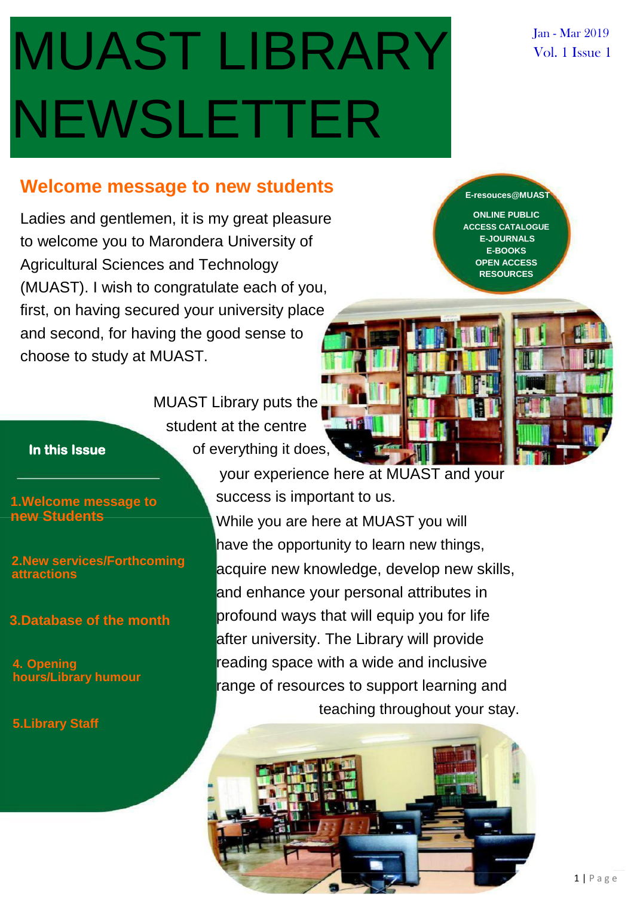# MUAST LIBRARY NEWSLETTER

Jan - Mar 2019
Vol. 1 Issue 1

## Welcome message to new students

Ladies and gentlemen, it is my great pleasure to welcome you to Marondera University of Agricultural Sciences and Technology (MUAST). I wish to congratulate each of you, first, on having secured your university place and second, for having the good sense to choose to study at MUAST.

MUAST Library puts the student at the centre of everything it does, your experience here at MUAST and your success is important to us.

While you are here at MUAST you will have the opportunity to learn new things, acquire new knowledge, develop new skills, and enhance your personal attributes in profound ways that will equip you for life after university. The Library will provide reading space with a wide and inclusive range of resources to support learning and teaching throughout your stay.

**E-resouces@MUAST**

ONLINE PUBLIC ACCESS CATALOGUE
E-JOURNALS
E-BOOKS
OPEN ACCESS RESOURCES

**In this Issue**

1. Welcome message to new Students
2. New services/Forthcoming attractions
3. Database of the month
4. Opening hours/Library humour
5. Library Staff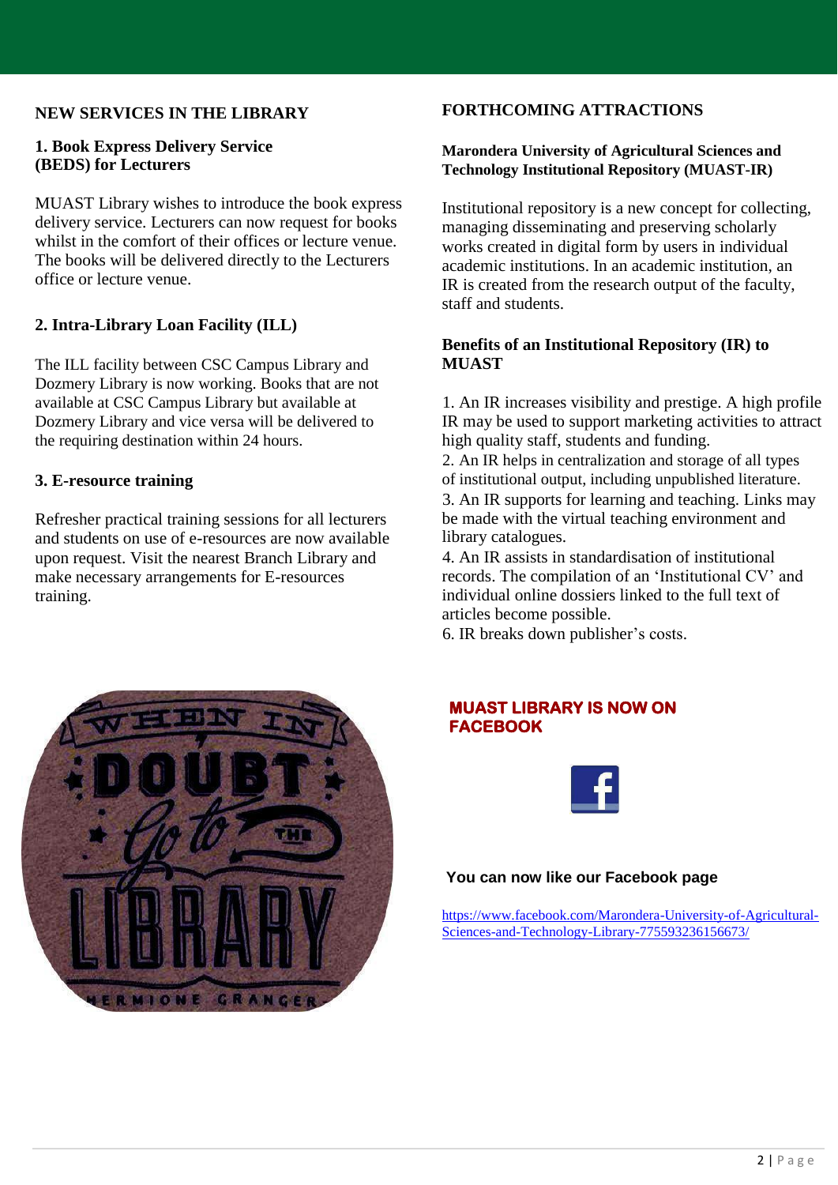## NEW SERVICES IN THE LIBRARY

### 1. Book Express Delivery Service (BEDS) for Lecturers

MUAST Library wishes to introduce the book express delivery service. Lecturers can now request for books whilst in the comfort of their offices or lecture venue. The books will be delivered directly to the Lecturers office or lecture venue.

### 2. Intra-Library Loan Facility (ILL)

The ILL facility between CSC Campus Library and Dozmery Library is now working. Books that are not available at CSC Campus Library but available at Dozmery Library and vice versa will be delivered to the requiring destination within 24 hours.

### 3. E-resource training

Refresher practical training sessions for all lecturers and students on use of e-resources are now available upon request. Visit the nearest Branch Library and make necessary arrangements for E-resources training.

## FORTHCOMING ATTRACTIONS

### Marondera University of Agricultural Sciences and Technology Institutional Repository (MUAST-IR)

Institutional repository is a new concept for collecting, managing disseminating and preserving scholarly works created in digital form by users in individual academic institutions. In an academic institution, an IR is created from the research output of the faculty, staff and students.

### Benefits of an Institutional Repository (IR) to MUAST

1. An IR increases visibility and prestige. A high profile IR may be used to support marketing activities to attract high quality staff, students and funding.
2. An IR helps in centralization and storage of all types of institutional output, including unpublished literature.
3. An IR supports for learning and teaching. Links may be made with the virtual teaching environment and library catalogues.
4. An IR assists in standardisation of institutional records. The compilation of an 'Institutional CV' and individual online dossiers linked to the full text of articles become possible.
6. IR breaks down publisher's costs.

## MUAST LIBRARY IS NOW ON FACEBOOK

**You can now like our Facebook page**

https://www.facebook.com/Marondera-University-of-Agricultural-Sciences-and-Technology-Library-775593236156673/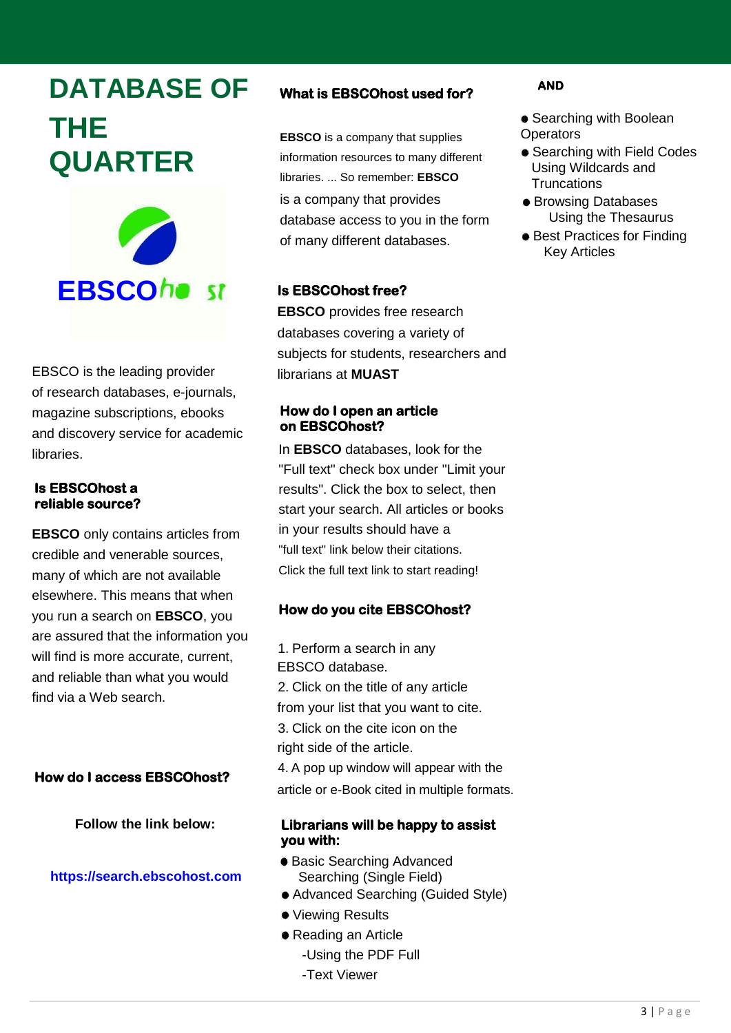# DATABASE OF THE QUARTER

EBSCOhost

EBSCO is the leading provider of research databases, e-journals, magazine subscriptions, ebooks and discovery service for academic libraries.

### Is EBSCOhost a reliable source?

**EBSCO** only contains articles from credible and venerable sources, many of which are not available elsewhere. This means that when you run a search on **EBSCO**, you are assured that the information you will find is more accurate, current, and reliable than what you would find via a Web search.

### How do I access EBSCOhost?

**Follow the link below:**

**https://search.ebscohost.com**

### What is EBSCOhost used for?

**EBSCO** is a company that supplies information resources to many different libraries. ... So remember: **EBSCO** is a company that provides database access to you in the form of many different databases.

### Is EBSCOhost free?

**EBSCO** provides free research databases covering a variety of subjects for students, researchers and librarians at **MUAST**

### How do I open an article on EBSCOhost?

In **EBSCO** databases, look for the "Full text" check box under "Limit your results". Click the box to select, then start your search. All articles or books in your results should have a "full text" link below their citations. Click the full text link to start reading!

### How do you cite EBSCOhost?

1. Perform a search in any EBSCO database.
2. Click on the title of any article from your list that you want to cite.
3. Click on the cite icon on the right side of the article.
4. A pop up window will appear with the article or e-Book cited in multiple formats.

### Librarians will be happy to assist you with:

- Basic Searching Advanced Searching (Single Field)
- Advanced Searching (Guided Style)
- Viewing Results
- Reading an Article
  - -Using the PDF Full
  - -Text Viewer

**AND**

- Searching with Boolean Operators
- Searching with Field Codes Using Wildcards and Truncations
- Browsing Databases Using the Thesaurus
- Best Practices for Finding Key Articles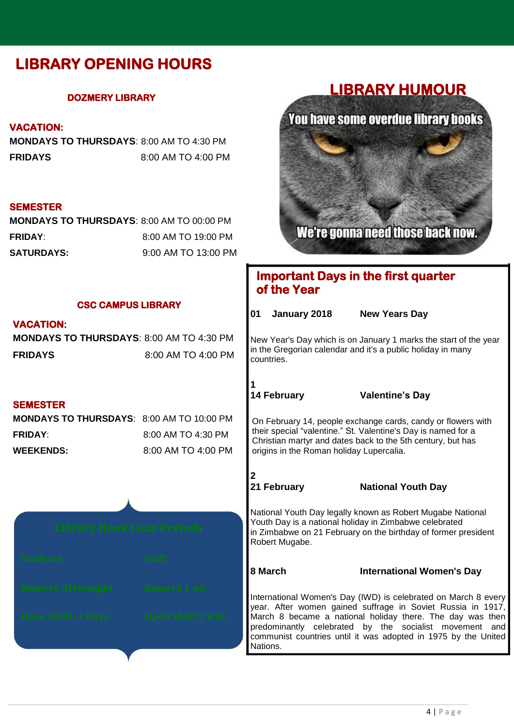# LIBRARY OPENING HOURS

### DOZMERY LIBRARY

**VACATION:**

**MONDAYS TO THURSDAYS**: 8:00 AM TO 4:30 PM
**FRIDAYS** 8:00 AM TO 4:00 PM

**SEMESTER**

**MONDAYS TO THURSDAYS**: 8:00 AM TO 00:00 PM
**FRIDAY**: 8:00 AM TO 19:00 PM
**SATURDAYS:** 9:00 AM TO 13:00 PM

### CSC CAMPUS LIBRARY

**VACATION:**

**MONDAYS TO THURSDAYS**: 8:00 AM TO 4:30 PM
**FRIDAYS** 8:00 AM TO 4:00 PM

**SEMESTER**

**MONDAYS TO THURSDAYS**: 8:00 AM TO 10:00 PM
**FRIDAY**: 8:00 AM TO 4:30 PM
**WEEKENDS:** 8:00 AM TO 4:00 PM

### Library Book Loan Periods

| Students | Staff |
|---|---|
| Reserve -Overnight | Reserve 1 wk |
| Open Shelf- 3 Days | Open Shelf 2 wks |

## LIBRARY HUMOUR

You have some overdue library books

We're gonna need those back now.

## Important Days in the first quarter of the Year

**01 January 2018 New Years Day**

New Year's Day which is on January 1 marks the start of the year in the Gregorian calendar and it's a public holiday in many countries.

**1**
**14 February Valentine's Day**

On February 14, people exchange cards, candy or flowers with their special "valentine." St. Valentine's Day is named for a Christian martyr and dates back to the 5th century, but has origins in the Roman holiday Lupercalia.

**2**
**21 February National Youth Day**

National Youth Day legally known as Robert Mugabe National Youth Day is a national holiday in Zimbabwe celebrated in Zimbabwe on 21 February on the birthday of former president Robert Mugabe.

**8 March International Women's Day**

International Women's Day (IWD) is celebrated on March 8 every year. After women gained suffrage in Soviet Russia in 1917, March 8 became a national holiday there. The day was then predominantly celebrated by the socialist movement and communist countries until it was adopted in 1975 by the United Nations.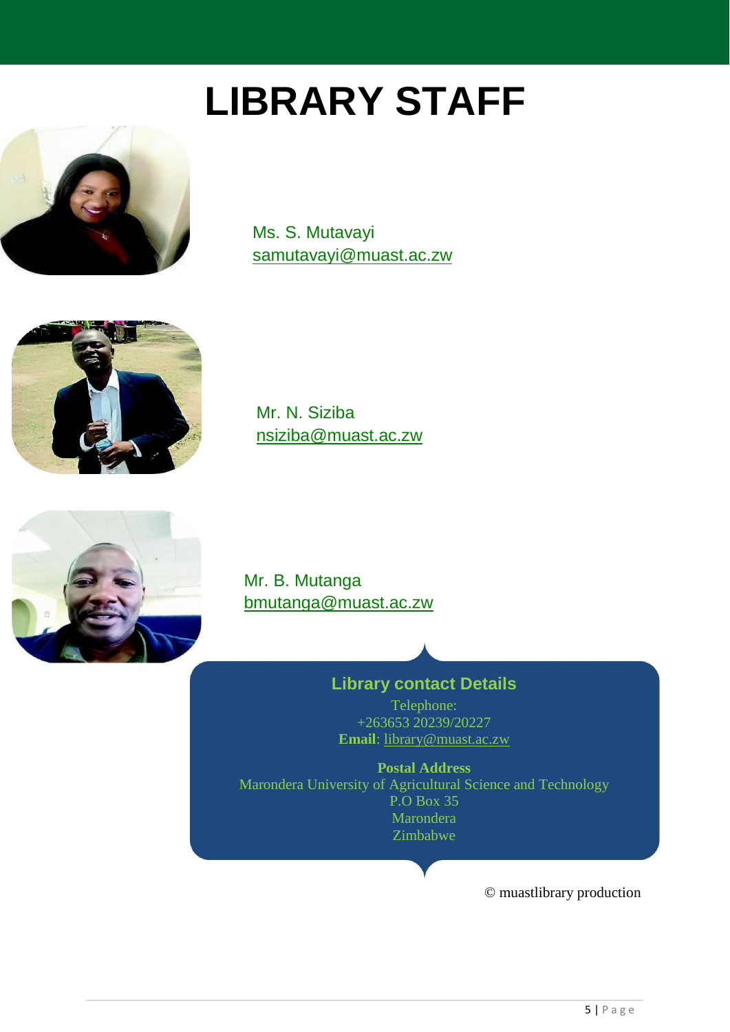# LIBRARY STAFF

Ms. S. Mutavayi
samutavayi@muast.ac.zw

Mr. N. Siziba
nsiziba@muast.ac.zw

Mr. B. Mutanga
bmutanga@muast.ac.zw

**Library contact Details**

Telephone:
+263653 20239/20227
**Email**: library@muast.ac.zw

**Postal Address**
Marondera University of Agricultural Science and Technology
P.O Box 35
Marondera
Zimbabwe

© muastlibrary production